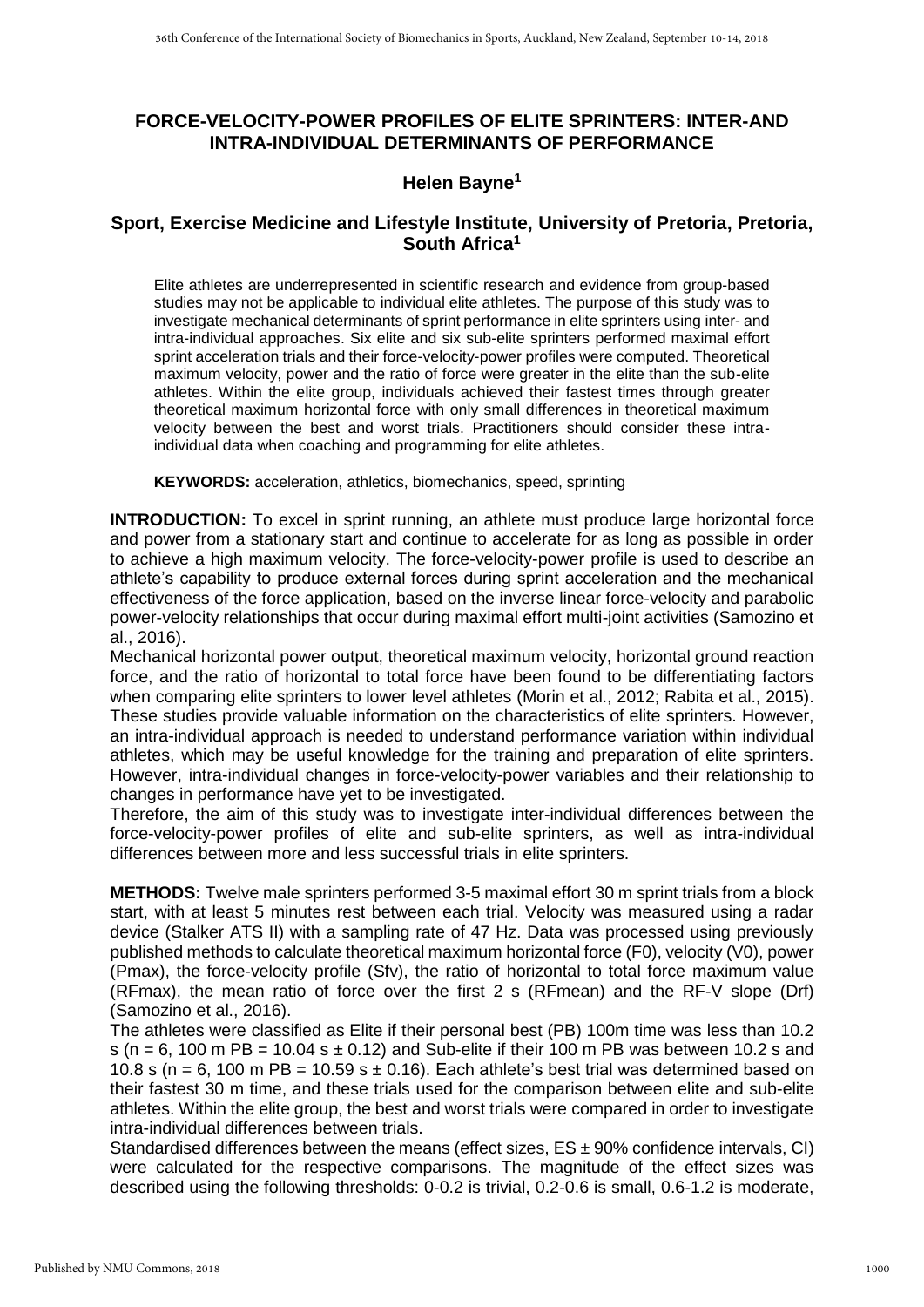# FORCE-VELOCITY-POWER PROFILES OF ELITE SPRINTERS: INTER-AND INTRA-INDIVIDUAL DETERMINANTS OF PERFORMANCE

## Helen Bayne[1]

## Sport, Exercise Medicine and Lifestyle Institute, University of Pretoria, Pretoria, South Africa[1]

Elite athletes are underrepresented in scientific research and evidence from group-based studies may not be applicable to individual elite athletes. The purpose of this study was to investigate mechanical determinants of sprint performance in elite sprinters using inter- and intra-individual approaches. Six elite and six sub-elite sprinters performed maximal effort sprint acceleration trials and their force-velocity-power profiles were computed. Theoretical maximum velocity, power and the ratio of force were greater in the elite than the sub-elite athletes. Within the elite group, individuals achieved their fastest times through greater theoretical maximum horizontal force with only small differences in theoretical maximum velocity between the best and worst trials. Practitioners should consider these intra-individual data when coaching and programming for elite athletes.

**KEYWORDS:** acceleration, athletics, biomechanics, speed, sprinting

**INTRODUCTION:** To excel in sprint running, an athlete must produce large horizontal force and power from a stationary start and continue to accelerate for as long as possible in order to achieve a high maximum velocity. The force-velocity-power profile is used to describe an athlete's capability to produce external forces during sprint acceleration and the mechanical effectiveness of the force application, based on the inverse linear force-velocity and parabolic power-velocity relationships that occur during maximal effort multi-joint activities (Samozino et al., 2016).

Mechanical horizontal power output, theoretical maximum velocity, horizontal ground reaction force, and the ratio of horizontal to total force have been found to be differentiating factors when comparing elite sprinters to lower level athletes (Morin et al., 2012; Rabita et al., 2015). These studies provide valuable information on the characteristics of elite sprinters. However, an intra-individual approach is needed to understand performance variation within individual athletes, which may be useful knowledge for the training and preparation of elite sprinters. However, intra-individual changes in force-velocity-power variables and their relationship to changes in performance have yet to be investigated.

Therefore, the aim of this study was to investigate inter-individual differences between the force-velocity-power profiles of elite and sub-elite sprinters, as well as intra-individual differences between more and less successful trials in elite sprinters.

**METHODS:** Twelve male sprinters performed 3-5 maximal effort 30 m sprint trials from a block start, with at least 5 minutes rest between each trial. Velocity was measured using a radar device (Stalker ATS II) with a sampling rate of 47 Hz. Data was processed using previously published methods to calculate theoretical maximum horizontal force (F0), velocity (V0), power (Pmax), the force-velocity profile (Sfv), the ratio of horizontal to total force maximum value (RFmax), the mean ratio of force over the first 2 s (RFmean) and the RF-V slope (Drf) (Samozino et al., 2016).

The athletes were classified as Elite if their personal best (PB) 100m time was less than 10.2 s ($n = 6$, 100 m PB = 10.04 s ± 0.12) and Sub-elite if their 100 m PB was between 10.2 s and 10.8 s ($n = 6$, 100 m PB = 10.59 s ± 0.16). Each athlete's best trial was determined based on their fastest 30 m time, and these trials used for the comparison between elite and sub-elite athletes. Within the elite group, the best and worst trials were compared in order to investigate intra-individual differences between trials.

Standardised differences between the means (effect sizes, ES ± 90% confidence intervals, CI) were calculated for the respective comparisons. The magnitude of the effect sizes was described using the following thresholds: 0-0.2 is trivial, 0.2-0.6 is small, 0.6-1.2 is moderate,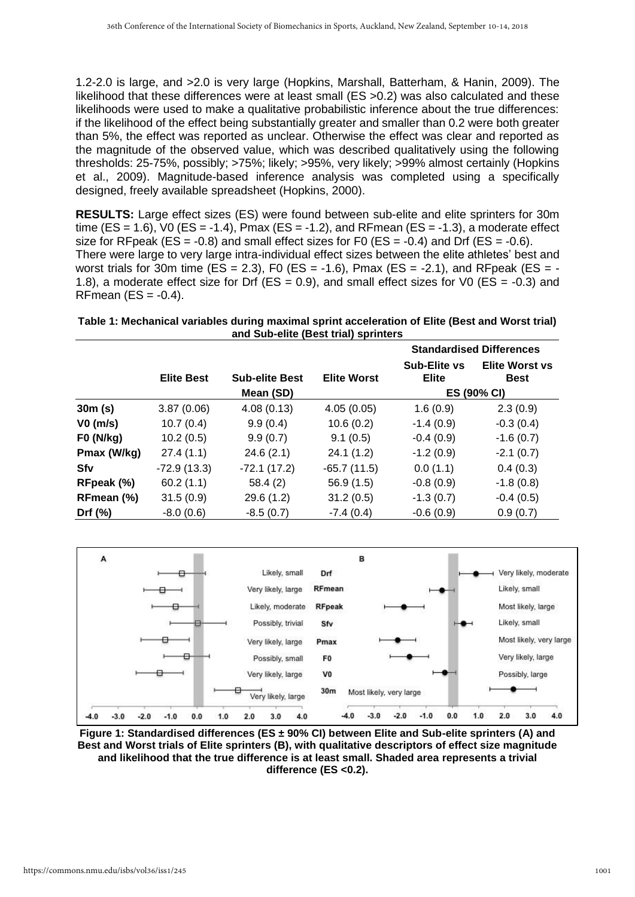1.2-2.0 is large, and >2.0 is very large (Hopkins, Marshall, Batterham, & Hanin, 2009). The likelihood that these differences were at least small (ES >0.2) was also calculated and these likelihoods were used to make a qualitative probabilistic inference about the true differences: if the likelihood of the effect being substantially greater and smaller than 0.2 were both greater than 5%, the effect was reported as unclear. Otherwise the effect was clear and reported as the magnitude of the observed value, which was described qualitatively using the following thresholds: 25-75%, possibly; >75%; likely; >95%, very likely; >99% almost certainly (Hopkins et al., 2009). Magnitude-based inference analysis was completed using a specifically designed, freely available spreadsheet (Hopkins, 2000).

**RESULTS:** Large effect sizes (ES) were found between sub-elite and elite sprinters for 30m time (ES = 1.6), V0 (ES = -1.4), Pmax (ES = -1.2), and RFmean (ES = -1.3), a moderate effect size for RFpeak (ES = -0.8) and small effect sizes for F0 (ES = -0.4) and Drf (ES = -0.6). There were large to very large intra-individual effect sizes between the elite athletes' best and worst trials for 30m time (ES = 2.3), F0 (ES = -1.6), Pmax (ES = -2.1), and RFpeak (ES = -1.8), a moderate effect size for Drf (ES = 0.9), and small effect sizes for V0 (ES = -0.3) and RFmean (ES = -0.4).

**Table 1: Mechanical variables during maximal sprint acceleration of Elite (Best and Worst trial) and Sub-elite (Best trial) sprinters**

| | | | | Standardised Differences | |
|---|---|---|---|---|---|
| | Elite Best | Sub-elite Best | Elite Worst | Sub-Elite vs Elite | Elite Worst vs Best |
| | | Mean (SD) | | ES (90% CI) | |
| **30m (s)** | 3.87 (0.06) | 4.08 (0.13) | 4.05 (0.05) | 1.6 (0.9) | 2.3 (0.9) |
| **V0 (m/s)** | 10.7 (0.4) | 9.9 (0.4) | 10.6 (0.2) | -1.4 (0.9) | -0.3 (0.4) |
| **F0 (N/kg)** | 10.2 (0.5) | 9.9 (0.7) | 9.1 (0.5) | -0.4 (0.9) | -1.6 (0.7) |
| **Pmax (W/kg)** | 27.4 (1.1) | 24.6 (2.1) | 24.1 (1.2) | -1.2 (0.9) | -2.1 (0.7) |
| **Sfv** | -72.9 (13.3) | -72.1 (17.2) | -65.7 (11.5) | 0.0 (1.1) | 0.4 (0.3) |
| **RFpeak (%)** | 60.2 (1.1) | 58.4 (2) | 56.9 (1.5) | -0.8 (0.9) | -1.8 (0.8) |
| **RFmean (%)** | 31.5 (0.9) | 29.6 (1.2) | 31.2 (0.5) | -1.3 (0.7) | -0.4 (0.5) |
| **Drf (%)** | -8.0 (0.6) | -8.5 (0.7) | -7.4 (0.4) | -0.6 (0.9) | 0.9 (0.7) |

**Figure 1: Standardised differences (ES ± 90% CI) between Elite and Sub-elite sprinters (A) and Best and Worst trials of Elite sprinters (B), with qualitative descriptors of effect size magnitude and likelihood that the true difference is at least small. Shaded area represents a trivial difference (ES <0.2).**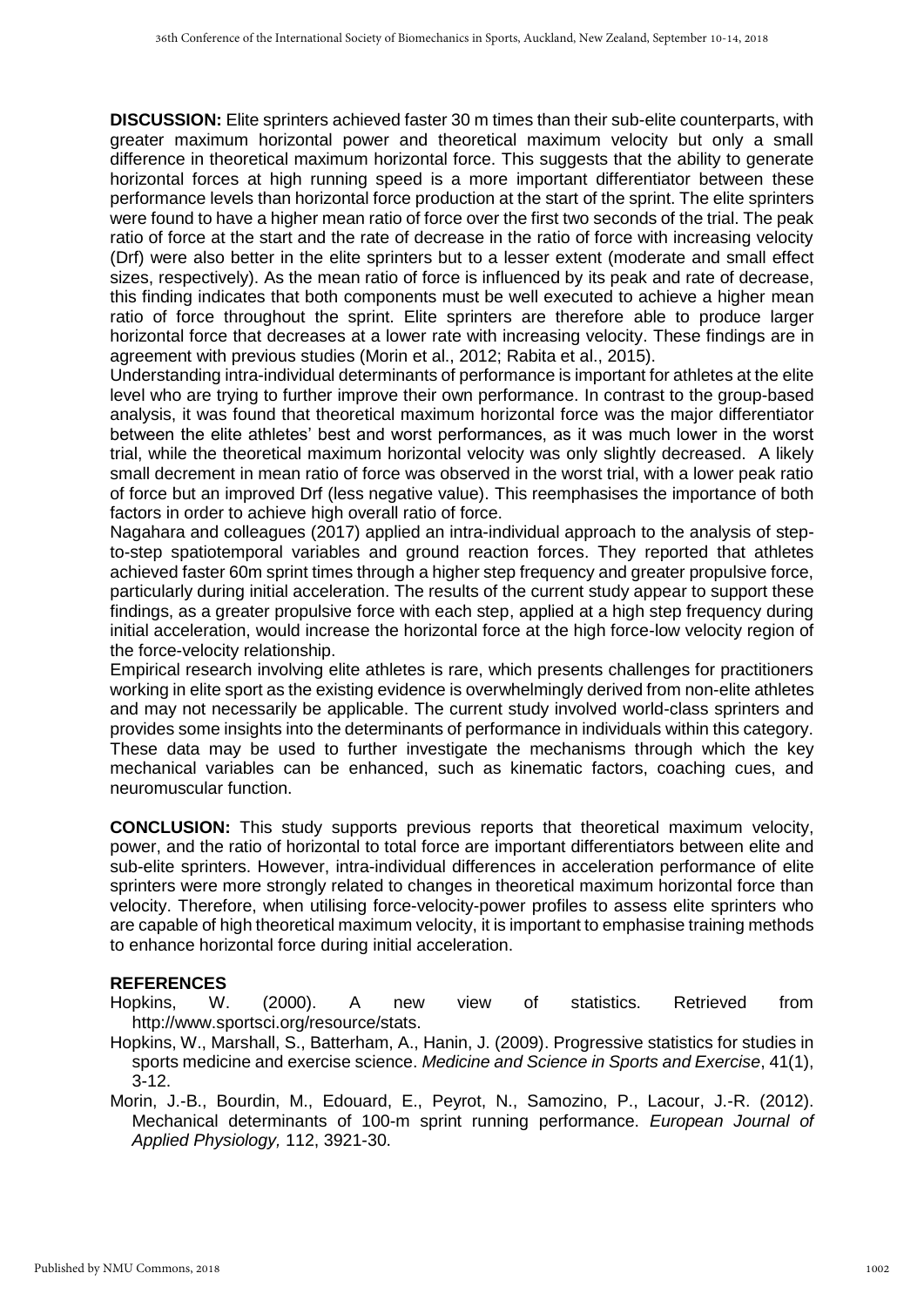**DISCUSSION:** Elite sprinters achieved faster 30 m times than their sub-elite counterparts, with greater maximum horizontal power and theoretical maximum velocity but only a small difference in theoretical maximum horizontal force. This suggests that the ability to generate horizontal forces at high running speed is a more important differentiator between these performance levels than horizontal force production at the start of the sprint. The elite sprinters were found to have a higher mean ratio of force over the first two seconds of the trial. The peak ratio of force at the start and the rate of decrease in the ratio of force with increasing velocity (Drf) were also better in the elite sprinters but to a lesser extent (moderate and small effect sizes, respectively). As the mean ratio of force is influenced by its peak and rate of decrease, this finding indicates that both components must be well executed to achieve a higher mean ratio of force throughout the sprint. Elite sprinters are therefore able to produce larger horizontal force that decreases at a lower rate with increasing velocity. These findings are in agreement with previous studies (Morin et al., 2012; Rabita et al., 2015).

Understanding intra-individual determinants of performance is important for athletes at the elite level who are trying to further improve their own performance. In contrast to the group-based analysis, it was found that theoretical maximum horizontal force was the major differentiator between the elite athletes' best and worst performances, as it was much lower in the worst trial, while the theoretical maximum horizontal velocity was only slightly decreased. A likely small decrement in mean ratio of force was observed in the worst trial, with a lower peak ratio of force but an improved Drf (less negative value). This reemphasises the importance of both factors in order to achieve high overall ratio of force.

Nagahara and colleagues (2017) applied an intra-individual approach to the analysis of step-to-step spatiotemporal variables and ground reaction forces. They reported that athletes achieved faster 60m sprint times through a higher step frequency and greater propulsive force, particularly during initial acceleration. The results of the current study appear to support these findings, as a greater propulsive force with each step, applied at a high step frequency during initial acceleration, would increase the horizontal force at the high force-low velocity region of the force-velocity relationship.

Empirical research involving elite athletes is rare, which presents challenges for practitioners working in elite sport as the existing evidence is overwhelmingly derived from non-elite athletes and may not necessarily be applicable. The current study involved world-class sprinters and provides some insights into the determinants of performance in individuals within this category. These data may be used to further investigate the mechanisms through which the key mechanical variables can be enhanced, such as kinematic factors, coaching cues, and neuromuscular function.

**CONCLUSION:** This study supports previous reports that theoretical maximum velocity, power, and the ratio of horizontal to total force are important differentiators between elite and sub-elite sprinters. However, intra-individual differences in acceleration performance of elite sprinters were more strongly related to changes in theoretical maximum horizontal force than velocity. Therefore, when utilising force-velocity-power profiles to assess elite sprinters who are capable of high theoretical maximum velocity, it is important to emphasise training methods to enhance horizontal force during initial acceleration.

## REFERENCES

Hopkins, W. (2000). A new view of statistics. Retrieved from http://www.sportsci.org/resource/stats.

Hopkins, W., Marshall, S., Batterham, A., Hanin, J. (2009). Progressive statistics for studies in sports medicine and exercise science. *Medicine and Science in Sports and Exercise*, 41(1), 3-12.

Morin, J.-B., Bourdin, M., Edouard, E., Peyrot, N., Samozino, P., Lacour, J.-R. (2012). Mechanical determinants of 100-m sprint running performance. *European Journal of Applied Physiology,* 112, 3921-30.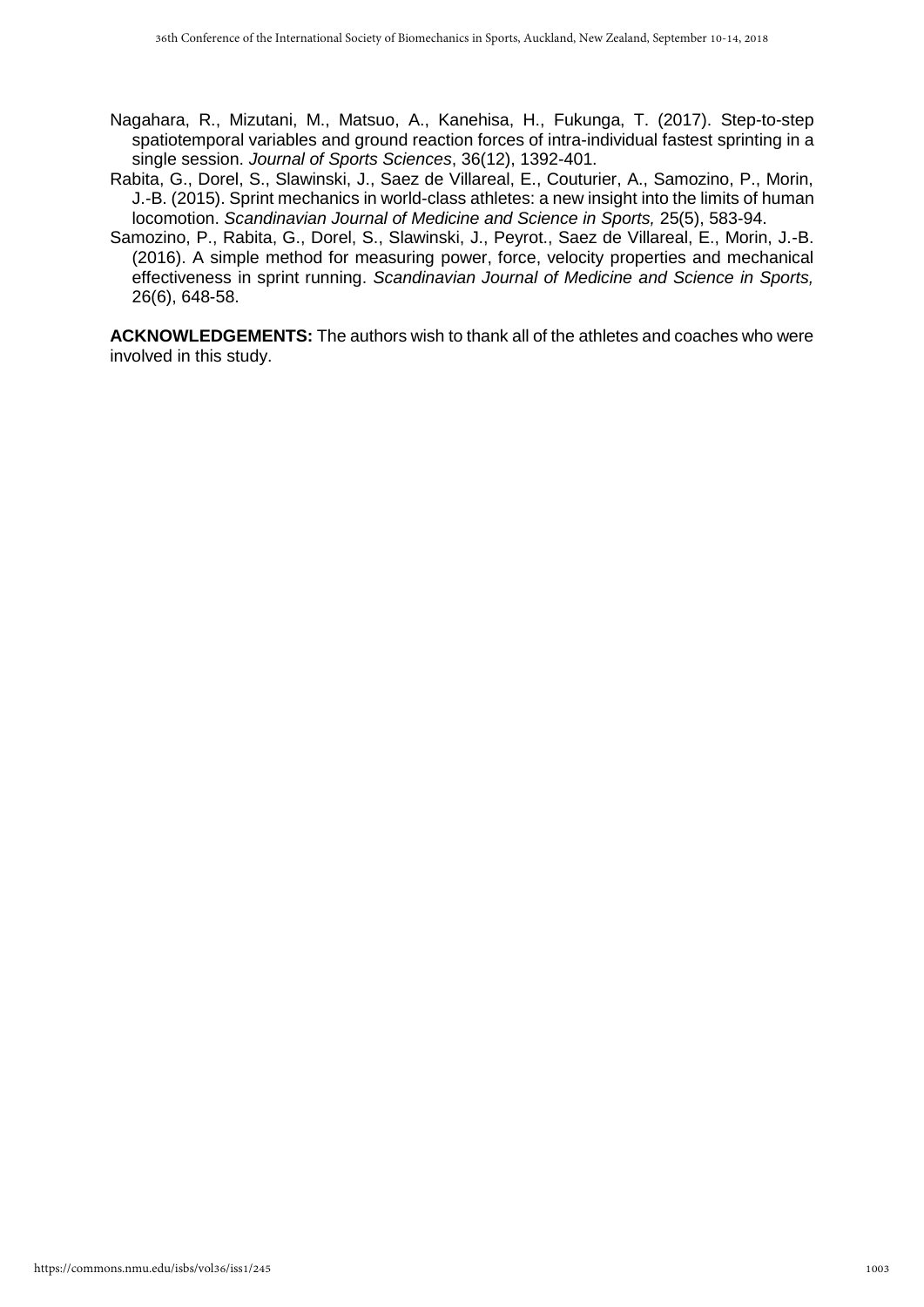Nagahara, R., Mizutani, M., Matsuo, A., Kanehisa, H., Fukunga, T. (2017). Step-to-step spatiotemporal variables and ground reaction forces of intra-individual fastest sprinting in a single session. *Journal of Sports Sciences*, 36(12), 1392-401.

Rabita, G., Dorel, S., Slawinski, J., Saez de Villareal, E., Couturier, A., Samozino, P., Morin, J.-B. (2015). Sprint mechanics in world-class athletes: a new insight into the limits of human locomotion. *Scandinavian Journal of Medicine and Science in Sports,* 25(5), 583-94.

Samozino, P., Rabita, G., Dorel, S., Slawinski, J., Peyrot., Saez de Villareal, E., Morin, J.-B. (2016). A simple method for measuring power, force, velocity properties and mechanical effectiveness in sprint running. *Scandinavian Journal of Medicine and Science in Sports,* 26(6), 648-58.

**ACKNOWLEDGEMENTS:** The authors wish to thank all of the athletes and coaches who were involved in this study.